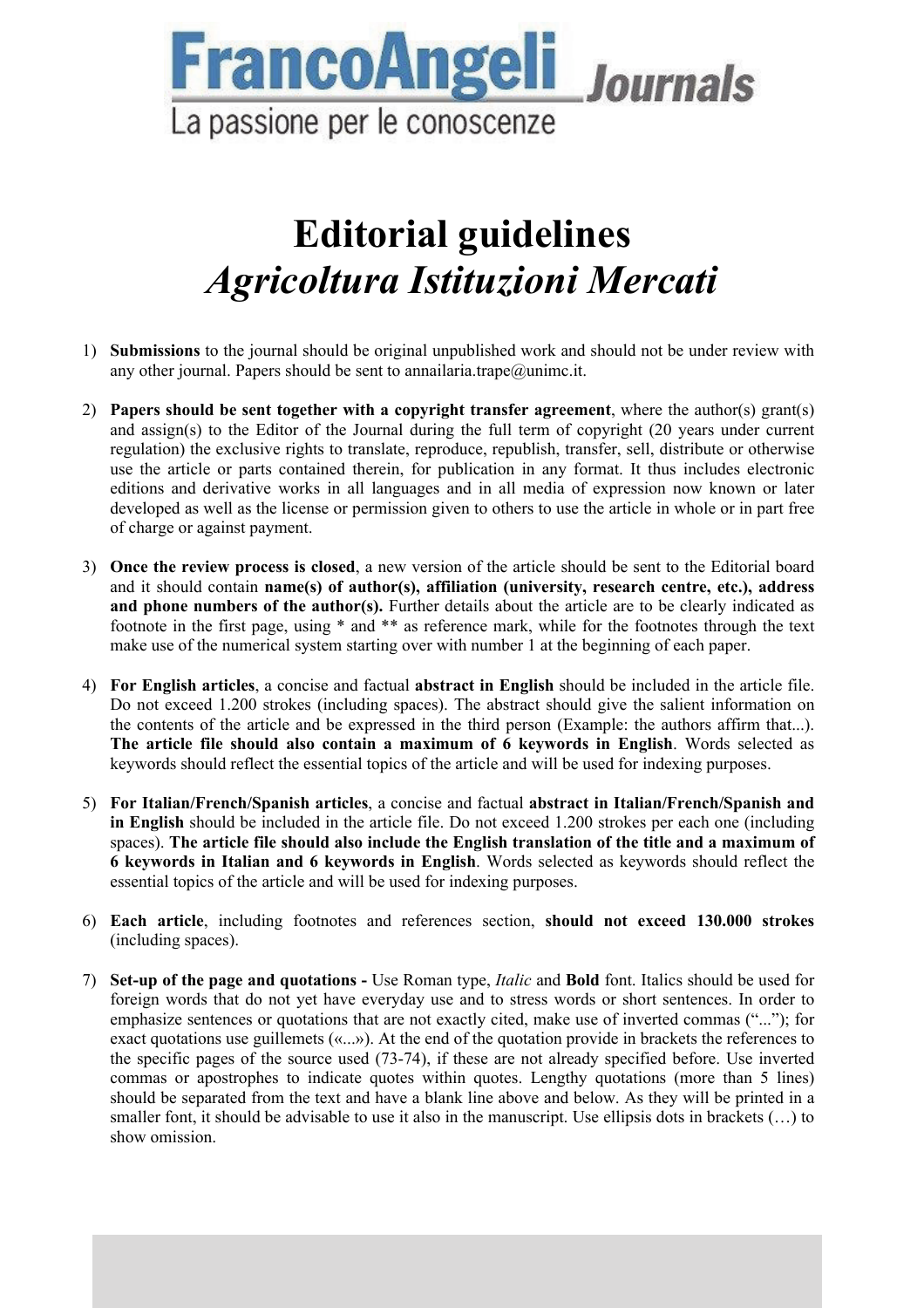FrancoAngeli Journals

La passione per le conoscenze

# Editorial guidelines
# *Agricoltura Istituzioni Mercati*

1) **Submissions** to the journal should be original unpublished work and should not be under review with any other journal. Papers should be sent to annailaria.trape@unimc.it.

2) **Papers should be sent together with a copyright transfer agreement**, where the author(s) grant(s) and assign(s) to the Editor of the Journal during the full term of copyright (20 years under current regulation) the exclusive rights to translate, reproduce, republish, transfer, sell, distribute or otherwise use the article or parts contained therein, for publication in any format. It thus includes electronic editions and derivative works in all languages and in all media of expression now known or later developed as well as the license or permission given to others to use the article in whole or in part free of charge or against payment.

3) **Once the review process is closed**, a new version of the article should be sent to the Editorial board and it should contain **name(s) of author(s), affiliation (university, research centre, etc.), address and phone numbers of the author(s).** Further details about the article are to be clearly indicated as footnote in the first page, using * and ** as reference mark, while for the footnotes through the text make use of the numerical system starting over with number 1 at the beginning of each paper.

4) **For English articles**, a concise and factual **abstract in English** should be included in the article file. Do not exceed 1.200 strokes (including spaces). The abstract should give the salient information on the contents of the article and be expressed in the third person (Example: the authors affirm that...). **The article file should also contain a maximum of 6 keywords in English**. Words selected as keywords should reflect the essential topics of the article and will be used for indexing purposes.

5) **For Italian/French/Spanish articles**, a concise and factual **abstract in Italian/French/Spanish and in English** should be included in the article file. Do not exceed 1.200 strokes per each one (including spaces). **The article file should also include the English translation of the title and a maximum of 6 keywords in Italian and 6 keywords in English**. Words selected as keywords should reflect the essential topics of the article and will be used for indexing purposes.

6) **Each article**, including footnotes and references section, **should not exceed 130.000 strokes** (including spaces).

7) **Set-up of the page and quotations -** Use Roman type, *Italic* and **Bold** font. Italics should be used for foreign words that do not yet have everyday use and to stress words or short sentences. In order to emphasize sentences or quotations that are not exactly cited, make use of inverted commas ("..."); for exact quotations use guillemets («...»). At the end of the quotation provide in brackets the references to the specific pages of the source used (73-74), if these are not already specified before. Use inverted commas or apostrophes to indicate quotes within quotes. Lengthy quotations (more than 5 lines) should be separated from the text and have a blank line above and below. As they will be printed in a smaller font, it should be advisable to use it also in the manuscript. Use ellipsis dots in brackets (…) to show omission.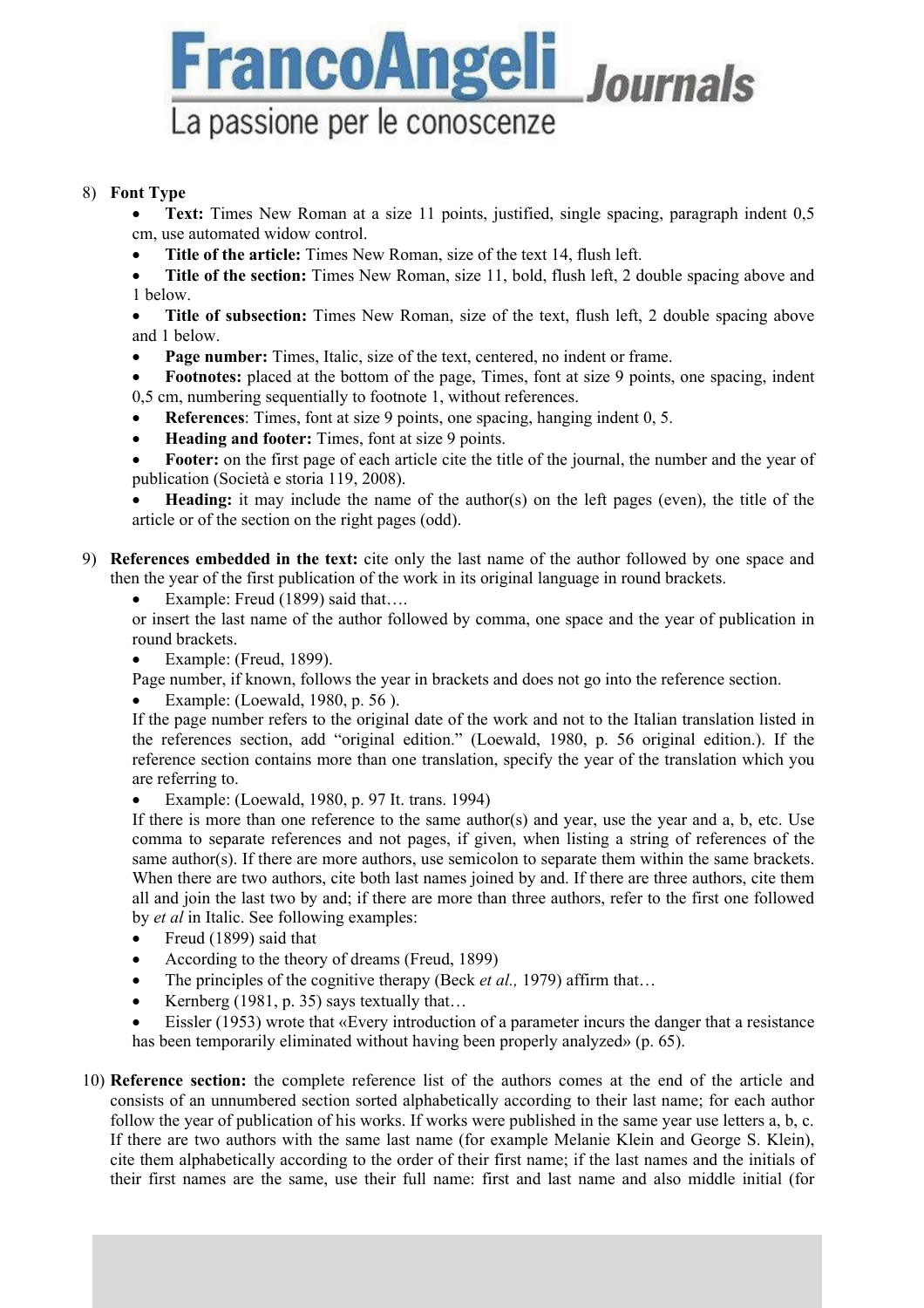8) **Font Type**
   - **Text:** Times New Roman at a size 11 points, justified, single spacing, paragraph indent 0,5 cm, use automated widow control.
   - **Title of the article:** Times New Roman, size of the text 14, flush left.
   - **Title of the section:** Times New Roman, size 11, bold, flush left, 2 double spacing above and 1 below.
   - **Title of subsection:** Times New Roman, size of the text, flush left, 2 double spacing above and 1 below.
   - **Page number:** Times, Italic, size of the text, centered, no indent or frame.
   - **Footnotes:** placed at the bottom of the page, Times, font at size 9 points, one spacing, indent 0,5 cm, numbering sequentially to footnote 1, without references.
   - **References**: Times, font at size 9 points, one spacing, hanging indent 0, 5.
   - **Heading and footer:** Times, font at size 9 points.
   - **Footer:** on the first page of each article cite the title of the journal, the number and the year of publication (Società e storia 119, 2008).
   - **Heading:** it may include the name of the author(s) on the left pages (even), the title of the article or of the section on the right pages (odd).

9) **References embedded in the text:** cite only the last name of the author followed by one space and then the year of the first publication of the work in its original language in round brackets.
   - Example: Freud (1899) said that….

   or insert the last name of the author followed by comma, one space and the year of publication in round brackets.
   - Example: (Freud, 1899).

   Page number, if known, follows the year in brackets and does not go into the reference section.
   - Example: (Loewald, 1980, p. 56 ).

   If the page number refers to the original date of the work and not to the Italian translation listed in the references section, add "original edition." (Loewald, 1980, p. 56 original edition.). If the reference section contains more than one translation, specify the year of the translation which you are referring to.
   - Example: (Loewald, 1980, p. 97 It. trans. 1994)

   If there is more than one reference to the same author(s) and year, use the year and a, b, etc. Use comma to separate references and not pages, if given, when listing a string of references of the same author(s). If there are more authors, use semicolon to separate them within the same brackets. When there are two authors, cite both last names joined by and. If there are three authors, cite them all and join the last two by and; if there are more than three authors, refer to the first one followed by *et al* in Italic. See following examples:
   - Freud (1899) said that
   - According to the theory of dreams (Freud, 1899)
   - The principles of the cognitive therapy (Beck *et al.,* 1979) affirm that…
   - Kernberg (1981, p. 35) says textually that…
   - Eissler (1953) wrote that «Every introduction of a parameter incurs the danger that a resistance has been temporarily eliminated without having been properly analyzed» (p. 65).

10) **Reference section:** the complete reference list of the authors comes at the end of the article and consists of an unnumbered section sorted alphabetically according to their last name; for each author follow the year of publication of his works. If works were published in the same year use letters a, b, c. If there are two authors with the same last name (for example Melanie Klein and George S. Klein), cite them alphabetically according to the order of their first name; if the last names and the initials of their first names are the same, use their full name: first and last name and also middle initial (for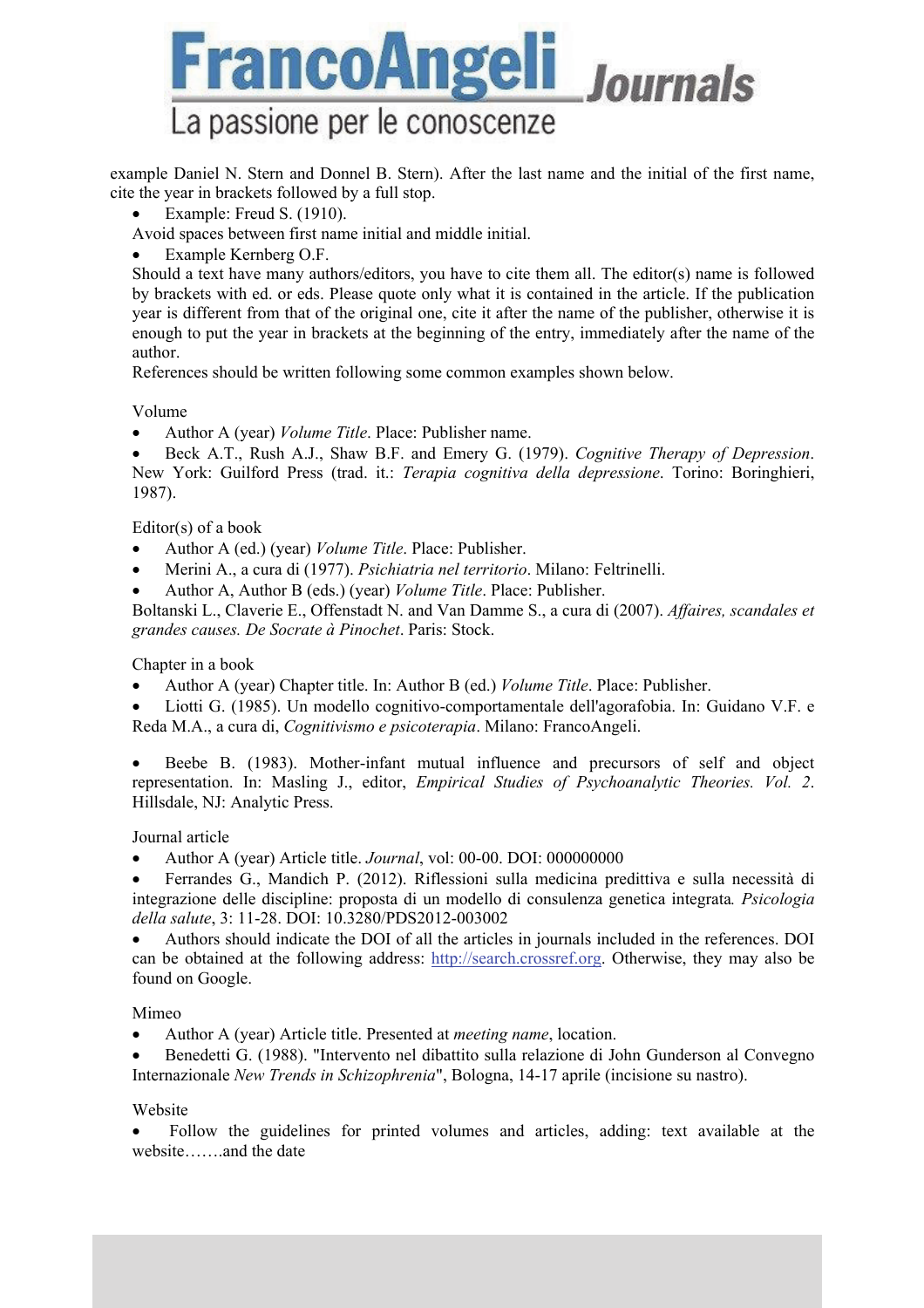example Daniel N. Stern and Donnel B. Stern). After the last name and the initial of the first name, cite the year in brackets followed by a full stop.

- Example: Freud S. (1910).

Avoid spaces between first name initial and middle initial.

- Example Kernberg O.F.

Should a text have many authors/editors, you have to cite them all. The editor(s) name is followed by brackets with ed. or eds. Please quote only what it is contained in the article. If the publication year is different from that of the original one, cite it after the name of the publisher, otherwise it is enough to put the year in brackets at the beginning of the entry, immediately after the name of the author.

References should be written following some common examples shown below.

Volume

- Author A (year) *Volume Title*. Place: Publisher name.
- Beck A.T., Rush A.J., Shaw B.F. and Emery G. (1979). *Cognitive Therapy of Depression*. New York: Guilford Press (trad. it.: *Terapia cognitiva della depressione*. Torino: Boringhieri, 1987).

Editor(s) of a book

- Author A (ed.) (year) *Volume Title*. Place: Publisher.
- Merini A., a cura di (1977). *Psichiatria nel territorio*. Milano: Feltrinelli.
- Author A, Author B (eds.) (year) *Volume Title*. Place: Publisher.

Boltanski L., Claverie E., Offenstadt N. and Van Damme S., a cura di (2007). *Affaires, scandales et grandes causes. De Socrate à Pinochet*. Paris: Stock.

Chapter in a book

- Author A (year) Chapter title. In: Author B (ed.) *Volume Title*. Place: Publisher.
- Liotti G. (1985). Un modello cognitivo-comportamentale dell'agorafobia. In: Guidano V.F. e Reda M.A., a cura di, *Cognitivismo e psicoterapia*. Milano: FrancoAngeli.
- Beebe B. (1983). Mother-infant mutual influence and precursors of self and object representation. In: Masling J., editor, *Empirical Studies of Psychoanalytic Theories. Vol. 2*. Hillsdale, NJ: Analytic Press.

Journal article

- Author A (year) Article title. *Journal*, vol: 00-00. DOI: 000000000
- Ferrandes G., Mandich P. (2012). Riflessioni sulla medicina predittiva e sulla necessità di integrazione delle discipline: proposta di un modello di consulenza genetica integrata. *Psicologia della salute*, 3: 11-28. DOI: 10.3280/PDS2012-003002
- Authors should indicate the DOI of all the articles in journals included in the references. DOI can be obtained at the following address: http://search.crossref.org. Otherwise, they may also be found on Google.

Mimeo

- Author A (year) Article title. Presented at *meeting name*, location.
- Benedetti G. (1988). "Intervento nel dibattito sulla relazione di John Gunderson al Convegno Internazionale *New Trends in Schizophrenia*", Bologna, 14-17 aprile (incisione su nastro).

Website

- Follow the guidelines for printed volumes and articles, adding: text available at the website…….and the date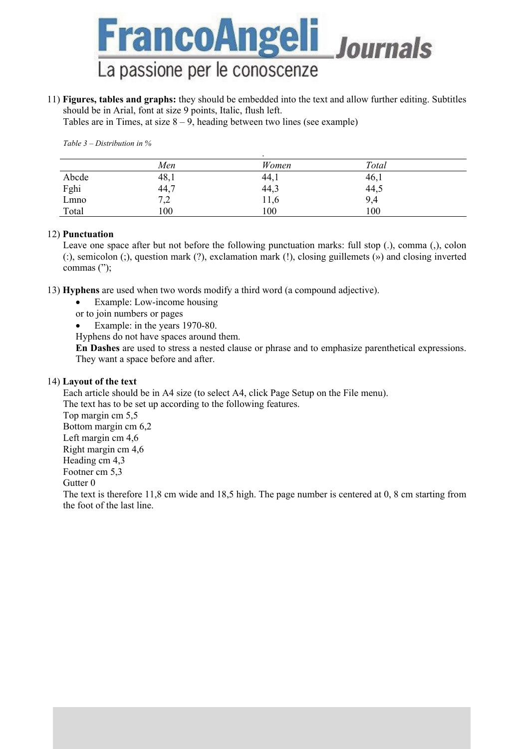11) **Figures, tables and graphs:** they should be embedded into the text and allow further editing. Subtitles should be in Arial, font at size 9 points, Italic, flush left.
Tables are in Times, at size 8 – 9, heading between two lines (see example)

*Table 3 – Distribution in %*

| | *Men* | *Women* | *Total* |
|---|---|---|---|
| Abcde | 48,1 | 44,1 | 46,1 |
| Fghi | 44,7 | 44,3 | 44,5 |
| Lmno | 7,2 | 11,6 | 9,4 |
| Total | 100 | 100 | 100 |

12) **Punctuation**
Leave one space after but not before the following punctuation marks: full stop (.), comma (,), colon (:), semicolon (;), question mark (?), exclamation mark (!), closing guillemets (») and closing inverted commas (");

13) **Hyphens** are used when two words modify a third word (a compound adjective).
   - Example: Low-income housing

   or to join numbers or pages
   - Example: in the years 1970-80.

   Hyphens do not have spaces around them.
   **En Dashes** are used to stress a nested clause or phrase and to emphasize parenthetical expressions. They want a space before and after.

14) **Layout of the text**
Each article should be in A4 size (to select A4, click Page Setup on the File menu).
The text has to be set up according to the following features.
Top margin cm 5,5
Bottom margin cm 6,2
Left margin cm 4,6
Right margin cm 4,6
Heading cm 4,3
Footner cm 5,3
Gutter 0
The text is therefore 11,8 cm wide and 18,5 high. The page number is centered at 0, 8 cm starting from the foot of the last line.